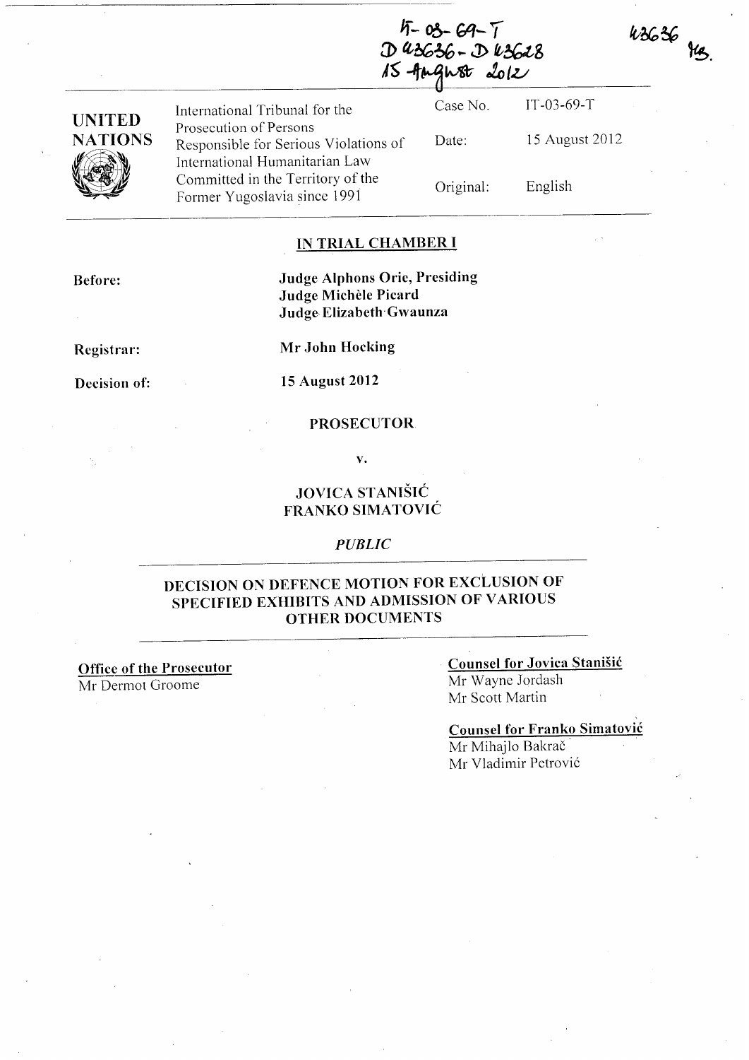IT-03-69-T
D 43636 - D 43628
15 August 2012

43636 MB.

| UNITED NATIONS | International Tribunal for the Prosecution of Persons Responsible for Serious Violations of International Humanitarian Law Committed in the Territory of the Former Yugoslavia since 1991 | Case No. | IT-03-69-T |
|---|---|---|---|
| | | Date: | 15 August 2012 |
| | | Original: | English |

## IN TRIAL CHAMBER I

**Before:** **Judge Alphons Orie, Presiding**
**Judge Michèle Picard**
**Judge Elizabeth Gwaunza**

**Registrar:** **Mr John Hocking**

**Decision of:** **15 August 2012**

**PROSECUTOR**

**v.**

**JOVICA STANIŠIĆ**
**FRANKO SIMATOVIĆ**

*PUBLIC*

## DECISION ON DEFENCE MOTION FOR EXCLUSION OF SPECIFIED EXHIBITS AND ADMISSION OF VARIOUS OTHER DOCUMENTS

**Office of the Prosecutor**
Mr Dermot Groome

**Counsel for Jovica Stanišić**
Mr Wayne Jordash
Mr Scott Martin

**Counsel for Franko Simatović**
Mr Mihajlo Bakrač
Mr Vladimir Petrović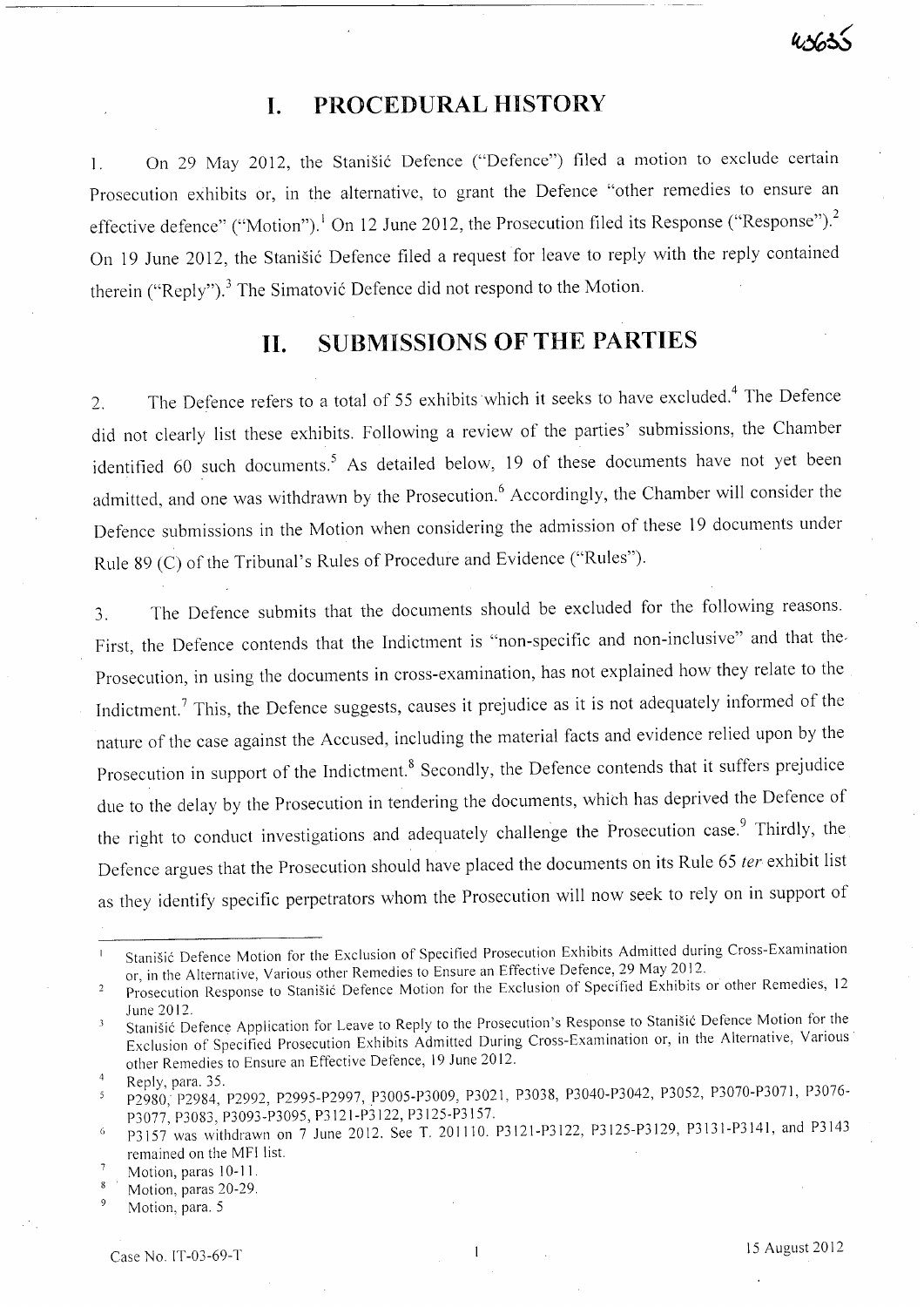# I. PROCEDURAL HISTORY

1. On 29 May 2012, the Stanišić Defence ("Defence") filed a motion to exclude certain Prosecution exhibits or, in the alternative, to grant the Defence "other remedies to ensure an effective defence" ("Motion").[1] On 12 June 2012, the Prosecution filed its Response ("Response").[2] On 19 June 2012, the Stanišić Defence filed a request for leave to reply with the reply contained therein ("Reply").[3] The Simatović Defence did not respond to the Motion.

# II. SUBMISSIONS OF THE PARTIES

2. The Defence refers to a total of 55 exhibits which it seeks to have excluded.[4] The Defence did not clearly list these exhibits. Following a review of the parties' submissions, the Chamber identified 60 such documents.[5] As detailed below, 19 of these documents have not yet been admitted, and one was withdrawn by the Prosecution.[6] Accordingly, the Chamber will consider the Defence submissions in the Motion when considering the admission of these 19 documents under Rule 89 (C) of the Tribunal's Rules of Procedure and Evidence ("Rules").

3. The Defence submits that the documents should be excluded for the following reasons. First, the Defence contends that the Indictment is "non-specific and non-inclusive" and that the Prosecution, in using the documents in cross-examination, has not explained how they relate to the Indictment.[7] This, the Defence suggests, causes it prejudice as it is not adequately informed of the nature of the case against the Accused, including the material facts and evidence relied upon by the Prosecution in support of the Indictment.[8] Secondly, the Defence contends that it suffers prejudice due to the delay by the Prosecution in tendering the documents, which has deprived the Defence of the right to conduct investigations and adequately challenge the Prosecution case.[9] Thirdly, the Defence argues that the Prosecution should have placed the documents on its Rule 65 *ter* exhibit list as they identify specific perpetrators whom the Prosecution will now seek to rely on in support of

---

[1] Stanišić Defence Motion for the Exclusion of Specified Prosecution Exhibits Admitted during Cross-Examination or, in the Alternative, Various other Remedies to Ensure an Effective Defence, 29 May 2012.

[2] Prosecution Response to Stanišić Defence Motion for the Exclusion of Specified Exhibits or other Remedies, 12 June 2012.

[3] Stanišić Defence Application for Leave to Reply to the Prosecution's Response to Stanišić Defence Motion for the Exclusion of Specified Prosecution Exhibits Admitted During Cross-Examination or, in the Alternative, Various other Remedies to Ensure an Effective Defence, 19 June 2012.

[4] Reply, para. 35.

[5] P2980, P2984, P2992, P2995-P2997, P3005-P3009, P3021, P3038, P3040-P3042, P3052, P3070-P3071, P3076-P3077, P3083, P3093-P3095, P3121-P3122, P3125-P3157.

[6] P3157 was withdrawn on 7 June 2012. See T. 201110. P3121-P3122, P3125-P3129, P3131-P3141, and P3143 remained on the MFI list.

[7] Motion, paras 10-11.

[8] Motion, paras 20-29.

[9] Motion, para. 5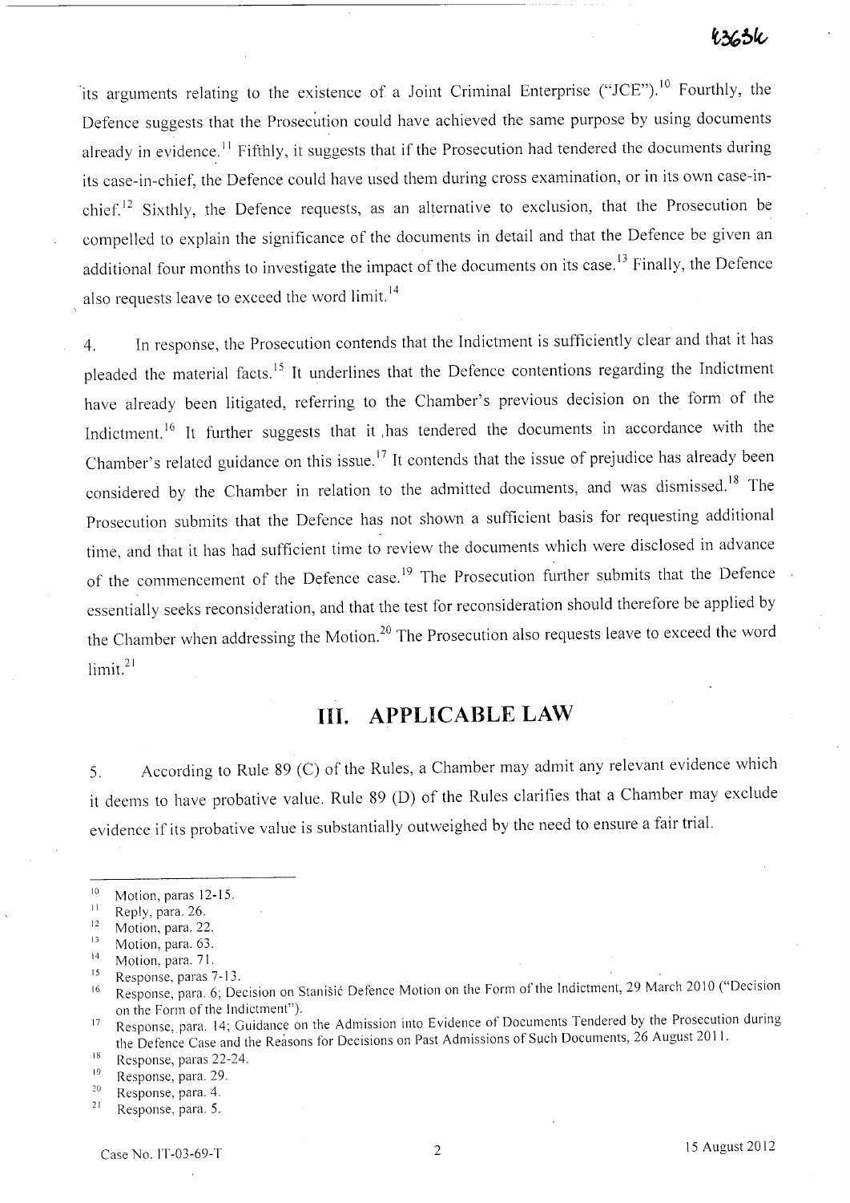its arguments relating to the existence of a Joint Criminal Enterprise ("JCE").[10] Fourthly, the Defence suggests that the Prosecution could have achieved the same purpose by using documents already in evidence.[11] Fifthly, it suggests that if the Prosecution had tendered the documents during its case-in-chief, the Defence could have used them during cross examination, or in its own case-in-chief.[12] Sixthly, the Defence requests, as an alternative to exclusion, that the Prosecution be compelled to explain the significance of the documents in detail and that the Defence be given an additional four months to investigate the impact of the documents on its case.[13] Finally, the Defence also requests leave to exceed the word limit.[14]

4. In response, the Prosecution contends that the Indictment is sufficiently clear and that it has pleaded the material facts.[15] It underlines that the Defence contentions regarding the Indictment have already been litigated, referring to the Chamber's previous decision on the form of the Indictment.[16] It further suggests that it has tendered the documents in accordance with the Chamber's related guidance on this issue.[17] It contends that the issue of prejudice has already been considered by the Chamber in relation to the admitted documents, and was dismissed.[18] The Prosecution submits that the Defence has not shown a sufficient basis for requesting additional time, and that it has had sufficient time to review the documents which were disclosed in advance of the commencement of the Defence case.[19] The Prosecution further submits that the Defence essentially seeks reconsideration, and that the test for reconsideration should therefore be applied by the Chamber when addressing the Motion.[20] The Prosecution also requests leave to exceed the word limit.[21]

## III. APPLICABLE LAW

5. According to Rule 89 (C) of the Rules, a Chamber may admit any relevant evidence which it deems to have probative value. Rule 89 (D) of the Rules clarifies that a Chamber may exclude evidence if its probative value is substantially outweighed by the need to ensure a fair trial.

---

[10] Motion, paras 12-15.
[11] Reply, para. 26.
[12] Motion, para. 22.
[13] Motion, para. 63.
[14] Motion, para. 71.
[15] Response, paras 7-13.
[16] Response, para. 6; Decision on Stanišić Defence Motion on the Form of the Indictment, 29 March 2010 ("Decision on the Form of the Indictment").
[17] Response, para. 14; Guidance on the Admission into Evidence of Documents Tendered by the Prosecution during the Defence Case and the Reasons for Decisions on Past Admissions of Such Documents, 26 August 2011.
[18] Response, paras 22-24.
[19] Response, para. 29.
[20] Response, para. 4.
[21] Response, para. 5.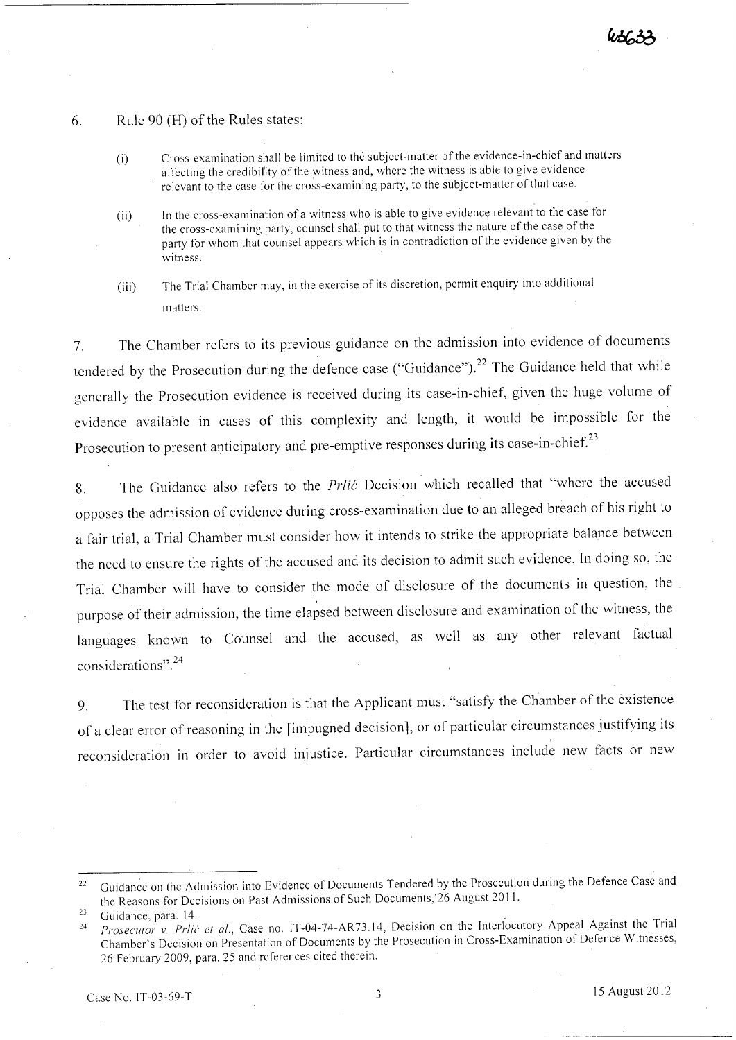6. Rule 90 (H) of the Rules states:

> (i) Cross-examination shall be limited to the subject-matter of the evidence-in-chief and matters affecting the credibility of the witness and, where the witness is able to give evidence relevant to the case for the cross-examining party, to the subject-matter of that case.
>
> (ii) In the cross-examination of a witness who is able to give evidence relevant to the case for the cross-examining party, counsel shall put to that witness the nature of the case of the party for whom that counsel appears which is in contradiction of the evidence given by the witness.
>
> (iii) The Trial Chamber may, in the exercise of its discretion, permit enquiry into additional matters.

7. The Chamber refers to its previous guidance on the admission into evidence of documents tendered by the Prosecution during the defence case ("Guidance").[22] The Guidance held that while generally the Prosecution evidence is received during its case-in-chief, given the huge volume of evidence available in cases of this complexity and length, it would be impossible for the Prosecution to present anticipatory and pre-emptive responses during its case-in-chief.[23]

8. The Guidance also refers to the *Prlić* Decision which recalled that "where the accused opposes the admission of evidence during cross-examination due to an alleged breach of his right to a fair trial, a Trial Chamber must consider how it intends to strike the appropriate balance between the need to ensure the rights of the accused and its decision to admit such evidence. In doing so, the Trial Chamber will have to consider the mode of disclosure of the documents in question, the purpose of their admission, the time elapsed between disclosure and examination of the witness, the languages known to Counsel and the accused, as well as any other relevant factual considerations".[24]

9. The test for reconsideration is that the Applicant must "satisfy the Chamber of the existence of a clear error of reasoning in the [impugned decision], or of particular circumstances justifying its reconsideration in order to avoid injustice. Particular circumstances include new facts or new

---

[22] Guidance on the Admission into Evidence of Documents Tendered by the Prosecution during the Defence Case and the Reasons for Decisions on Past Admissions of Such Documents, 26 August 2011.

[23] Guidance, para. 14.

[24] *Prosecutor v. Prlić et al.*, Case no. IT-04-74-AR73.14, Decision on the Interlocutory Appeal Against the Trial Chamber's Decision on Presentation of Documents by the Prosecution in Cross-Examination of Defence Witnesses, 26 February 2009, para. 25 and references cited therein.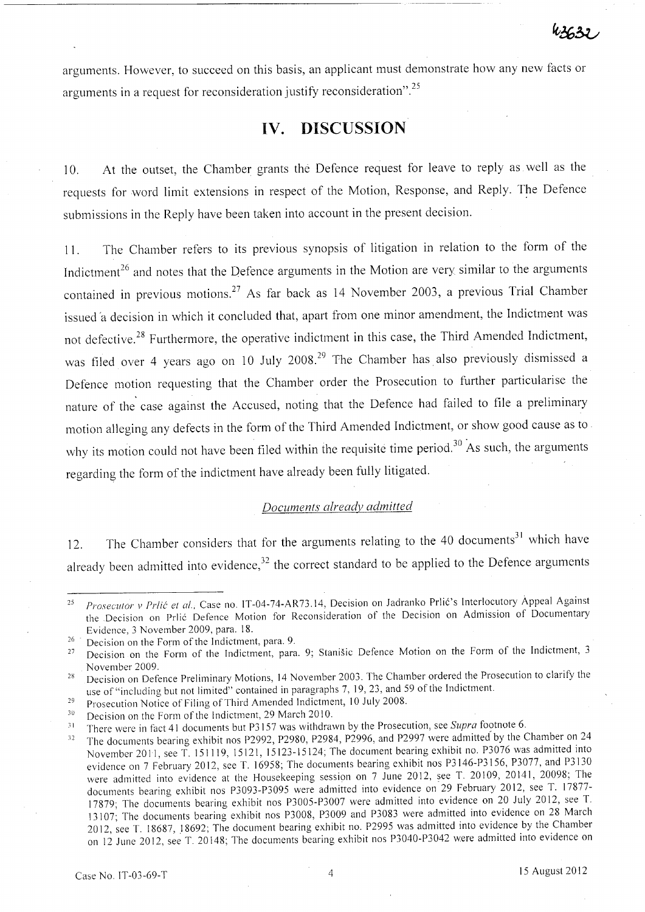arguments. However, to succeed on this basis, an applicant must demonstrate how any new facts or arguments in a request for reconsideration justify reconsideration".[25]

# IV. DISCUSSION

10. At the outset, the Chamber grants the Defence request for leave to reply as well as the requests for word limit extensions in respect of the Motion, Response, and Reply. The Defence submissions in the Reply have been taken into account in the present decision.

11. The Chamber refers to its previous synopsis of litigation in relation to the form of the Indictment[26] and notes that the Defence arguments in the Motion are very similar to the arguments contained in previous motions.[27] As far back as 14 November 2003, a previous Trial Chamber issued a decision in which it concluded that, apart from one minor amendment, the Indictment was not defective.[28] Furthermore, the operative indictment in this case, the Third Amended Indictment, was filed over 4 years ago on 10 July 2008.[29] The Chamber has also previously dismissed a Defence motion requesting that the Chamber order the Prosecution to further particularise the nature of the case against the Accused, noting that the Defence had failed to file a preliminary motion alleging any defects in the form of the Third Amended Indictment, or show good cause as to why its motion could not have been filed within the requisite time period.[30] As such, the arguments regarding the form of the indictment have already been fully litigated.

## *Documents already admitted*

12. The Chamber considers that for the arguments relating to the 40 documents[31] which have already been admitted into evidence,[32] the correct standard to be applied to the Defence arguments

---

[25] *Prosecutor v Prlić et al.*, Case no. IT-04-74-AR73.14, Decision on Jadranko Prlić's Interlocutory Appeal Against the Decision on Prlić Defence Motion for Reconsideration of the Decision on Admission of Documentary Evidence, 3 November 2009, para. 18.

[26] Decision on the Form of the Indictment, para. 9.

[27] Decision on the Form of the Indictment, para. 9; Stanišic Defence Motion on the Form of the Indictment, 3 November 2009.

[28] Decision on Defence Preliminary Motions, 14 November 2003. The Chamber ordered the Prosecution to clarify the use of "including but not limited" contained in paragraphs 7, 19, 23, and 59 of the Indictment.

[29] Prosecution Notice of Filing of Third Amended Indictment, 10 July 2008.

[30] Decision on the Form of the Indictment, 29 March 2010.

[31] There were in fact 41 documents but P3157 was withdrawn by the Prosecution, see *Supra* footnote 6.

[32] The documents bearing exhibit nos P2992, P2980, P2984, P2996, and P2997 were admitted by the Chamber on 24 November 2011, see T. 151119, 15121, 15123-15124; The document bearing exhibit no. P3076 was admitted into evidence on 7 February 2012, see T. 16958; The documents bearing exhibit nos P3146-P3156, P3077, and P3130 were admitted into evidence at the Housekeeping session on 7 June 2012, see T. 20109, 20141, 20098; The documents bearing exhibit nos P3093-P3095 were admitted into evidence on 29 February 2012, see T. 17877-17879; The documents bearing exhibit nos P3005-P3007 were admitted into evidence on 20 July 2012, see T. 13107; The documents bearing exhibit nos P3008, P3009 and P3083 were admitted into evidence on 28 March 2012, see T. 18687, 18692; The document bearing exhibit no. P2995 was admitted into evidence by the Chamber on 12 June 2012, see T. 20148; The documents bearing exhibit nos P3040-P3042 were admitted into evidence on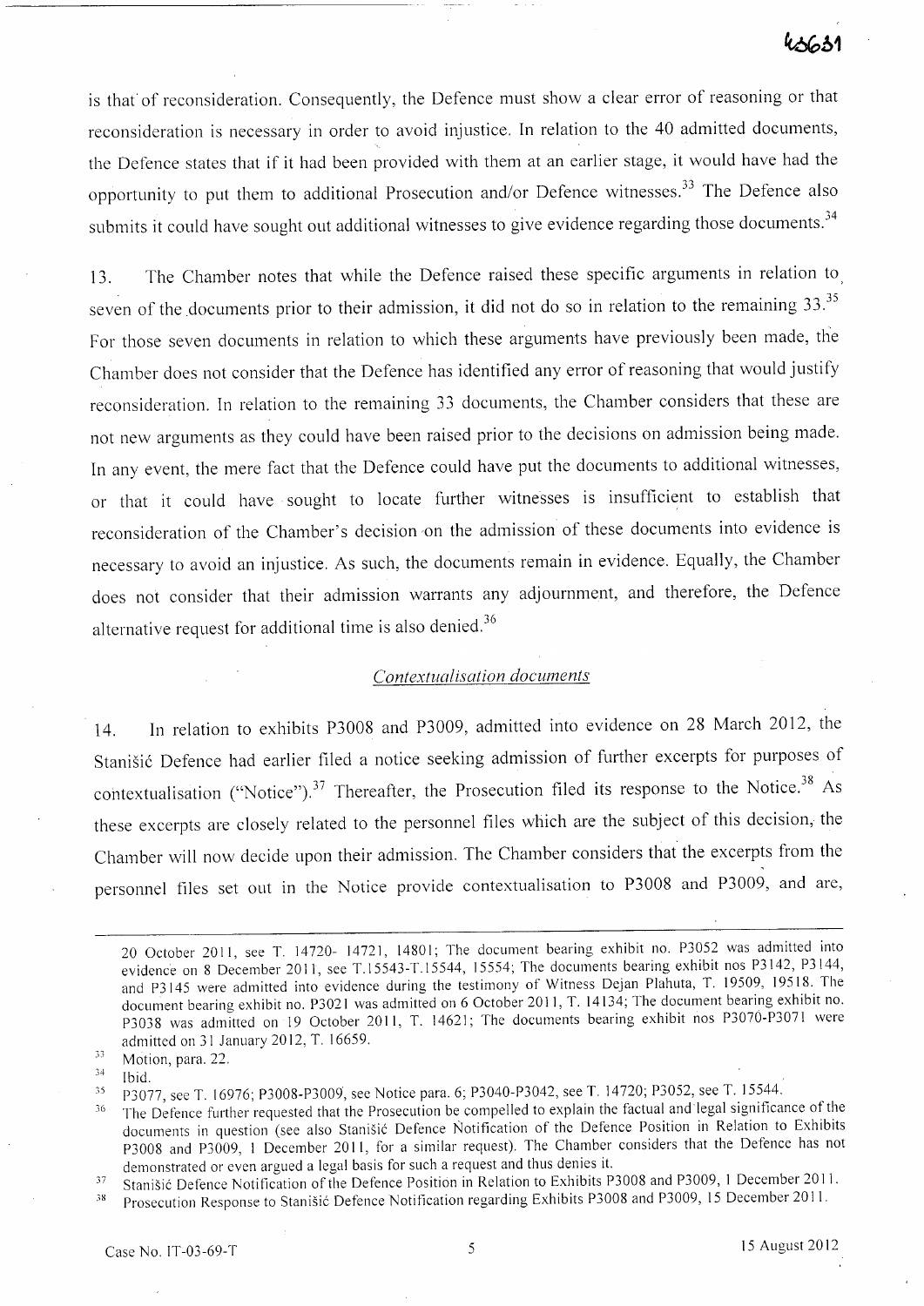is that of reconsideration. Consequently, the Defence must show a clear error of reasoning or that reconsideration is necessary in order to avoid injustice. In relation to the 40 admitted documents, the Defence states that if it had been provided with them at an earlier stage, it would have had the opportunity to put them to additional Prosecution and/or Defence witnesses.[33] The Defence also submits it could have sought out additional witnesses to give evidence regarding those documents.[34]

13. The Chamber notes that while the Defence raised these specific arguments in relation to seven of the documents prior to their admission, it did not do so in relation to the remaining 33.[35] For those seven documents in relation to which these arguments have previously been made, the Chamber does not consider that the Defence has identified any error of reasoning that would justify reconsideration. In relation to the remaining 33 documents, the Chamber considers that these are not new arguments as they could have been raised prior to the decisions on admission being made. In any event, the mere fact that the Defence could have put the documents to additional witnesses, or that it could have sought to locate further witnesses is insufficient to establish that reconsideration of the Chamber's decision on the admission of these documents into evidence is necessary to avoid an injustice. As such, the documents remain in evidence. Equally, the Chamber does not consider that their admission warrants any adjournment, and therefore, the Defence alternative request for additional time is also denied.[36]

*Contextualisation documents*

14. In relation to exhibits P3008 and P3009, admitted into evidence on 28 March 2012, the Stanišić Defence had earlier filed a notice seeking admission of further excerpts for purposes of contextualisation ("Notice").[37] Thereafter, the Prosecution filed its response to the Notice.[38] As these excerpts are closely related to the personnel files which are the subject of this decision, the Chamber will now decide upon their admission. The Chamber considers that the excerpts from the personnel files set out in the Notice provide contextualisation to P3008 and P3009, and are,

---

20 October 2011, see T. 14720- 14721, 14801; The document bearing exhibit no. P3052 was admitted into evidence on 8 December 2011, see T.15543-T.15544, 15554; The documents bearing exhibit nos P3142, P3144, and P3145 were admitted into evidence during the testimony of Witness Dejan Plahuta, T. 19509, 19518. The document bearing exhibit no. P3021 was admitted on 6 October 2011, T. 14134; The document bearing exhibit no. P3038 was admitted on 19 October 2011, T. 14621; The documents bearing exhibit nos P3070-P3071 were admitted on 31 January 2012, T. 16659.

[33] Motion, para. 22.

[34] Ibid.

[35] P3077, see T. 16976; P3008-P3009, see Notice para. 6; P3040-P3042, see T. 14720; P3052, see T. 15544.

[36] The Defence further requested that the Prosecution be compelled to explain the factual and legal significance of the documents in question (see also Stanišić Defence Notification of the Defence Position in Relation to Exhibits P3008 and P3009, 1 December 2011, for a similar request). The Chamber considers that the Defence has not demonstrated or even argued a legal basis for such a request and thus denies it.

[37] Stanišić Defence Notification of the Defence Position in Relation to Exhibits P3008 and P3009, 1 December 2011.

[38] Prosecution Response to Stanišić Defence Notification regarding Exhibits P3008 and P3009, 15 December 2011.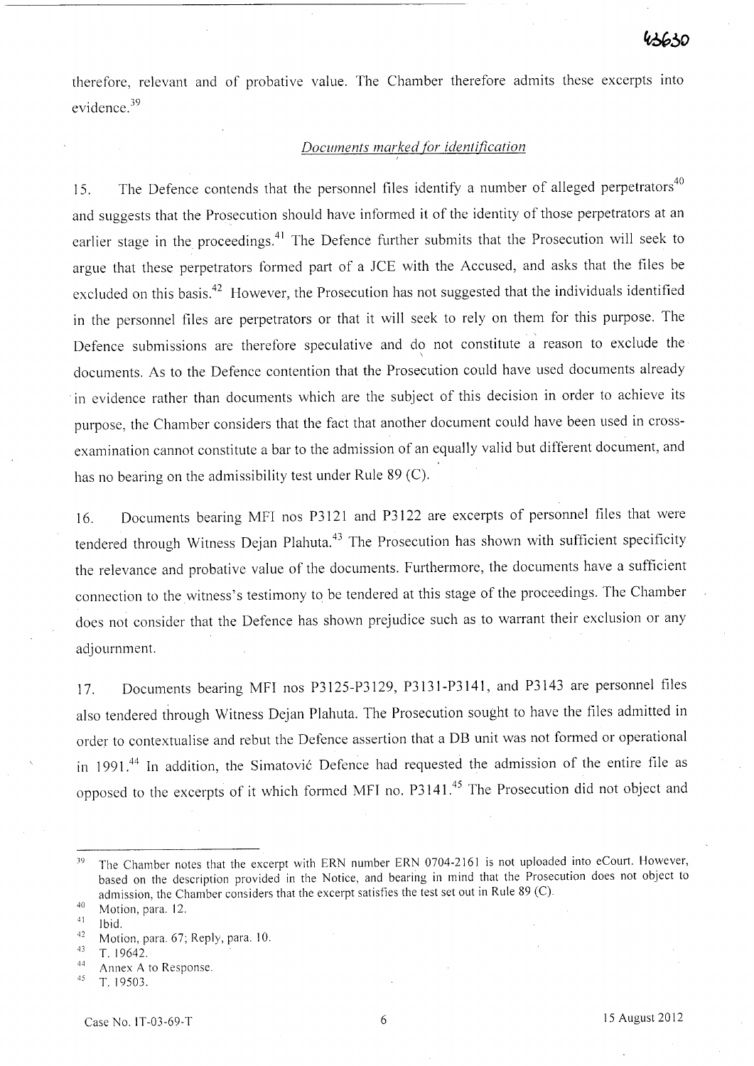therefore, relevant and of probative value. The Chamber therefore admits these excerpts into evidence.[39]

*Documents marked for identification*

15. The Defence contends that the personnel files identify a number of alleged perpetrators[40] and suggests that the Prosecution should have informed it of the identity of those perpetrators at an earlier stage in the proceedings.[41] The Defence further submits that the Prosecution will seek to argue that these perpetrators formed part of a JCE with the Accused, and asks that the files be excluded on this basis.[42] However, the Prosecution has not suggested that the individuals identified in the personnel files are perpetrators or that it will seek to rely on them for this purpose. The Defence submissions are therefore speculative and do not constitute a reason to exclude the documents. As to the Defence contention that the Prosecution could have used documents already in evidence rather than documents which are the subject of this decision in order to achieve its purpose, the Chamber considers that the fact that another document could have been used in cross-examination cannot constitute a bar to the admission of an equally valid but different document, and has no bearing on the admissibility test under Rule 89 (C).

16. Documents bearing MFI nos P3121 and P3122 are excerpts of personnel files that were tendered through Witness Dejan Plahuta.[43] The Prosecution has shown with sufficient specificity the relevance and probative value of the documents. Furthermore, the documents have a sufficient connection to the witness's testimony to be tendered at this stage of the proceedings. The Chamber does not consider that the Defence has shown prejudice such as to warrant their exclusion or any adjournment.

17. Documents bearing MFI nos P3125-P3129, P3131-P3141, and P3143 are personnel files also tendered through Witness Dejan Plahuta. The Prosecution sought to have the files admitted in order to contextualise and rebut the Defence assertion that a DB unit was not formed or operational in 1991.[44] In addition, the Simatović Defence had requested the admission of the entire file as opposed to the excerpts of it which formed MFI no. P3141.[45] The Prosecution did not object and

---

[39] The Chamber notes that the excerpt with ERN number ERN 0704-2161 is not uploaded into eCourt. However, based on the description provided in the Notice, and bearing in mind that the Prosecution does not object to admission, the Chamber considers that the excerpt satisfies the test set out in Rule 89 (C).

[40] Motion, para. 12.

[41] Ibid.

[42] Motion, para. 67; Reply, para. 10.

[43] T. 19642.

[44] Annex A to Response.

[45] T. 19503.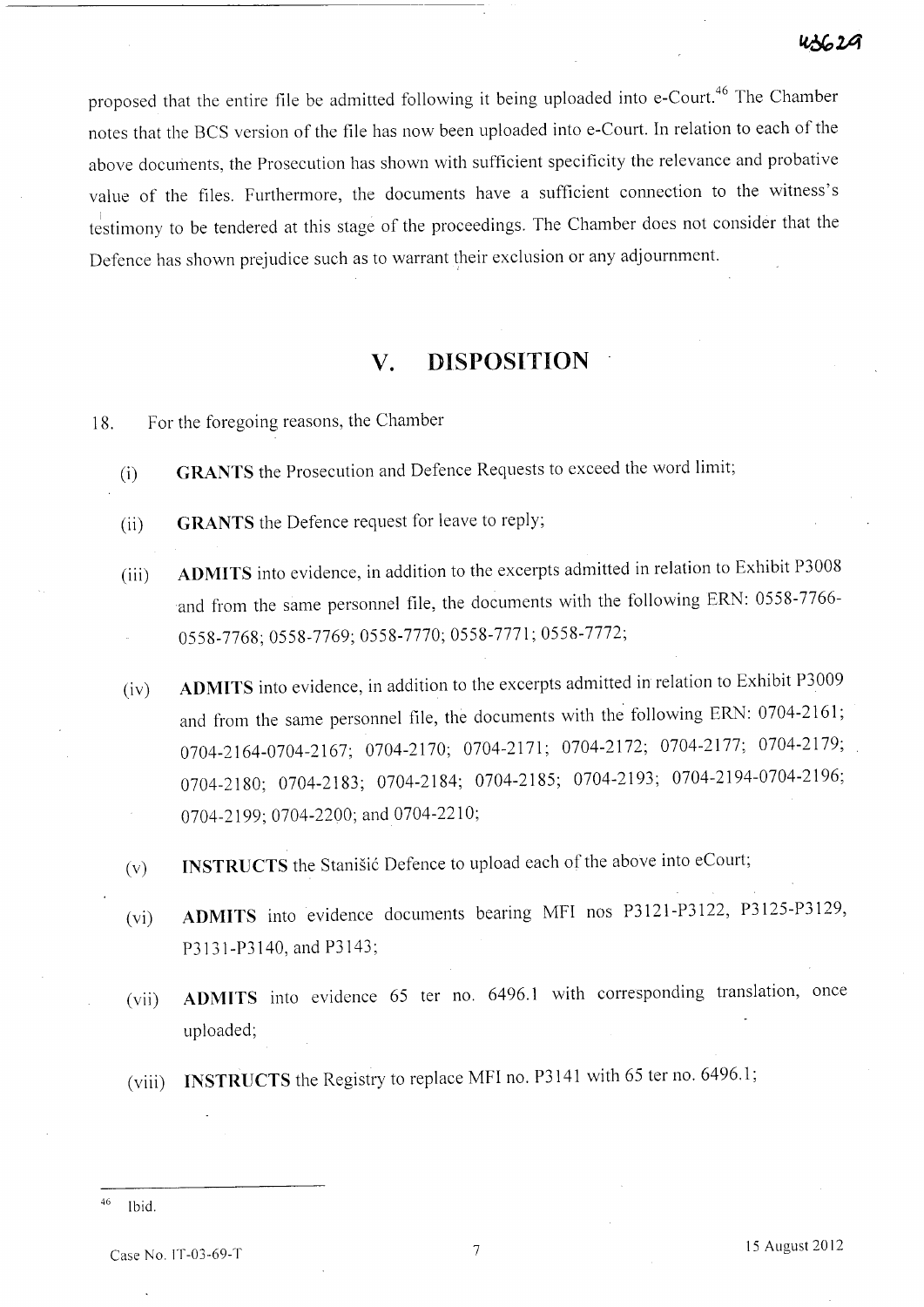proposed that the entire file be admitted following it being uploaded into e-Court.[46] The Chamber notes that the BCS version of the file has now been uploaded into e-Court. In relation to each of the above documents, the Prosecution has shown with sufficient specificity the relevance and probative value of the files. Furthermore, the documents have a sufficient connection to the witness's testimony to be tendered at this stage of the proceedings. The Chamber does not consider that the Defence has shown prejudice such as to warrant their exclusion or any adjournment.

## V. DISPOSITION

18. For the foregoing reasons, the Chamber

(i) **GRANTS** the Prosecution and Defence Requests to exceed the word limit;

(ii) **GRANTS** the Defence request for leave to reply;

(iii) **ADMITS** into evidence, in addition to the excerpts admitted in relation to Exhibit P3008 and from the same personnel file, the documents with the following ERN: 0558-7766-0558-7768; 0558-7769; 0558-7770; 0558-7771; 0558-7772;

(iv) **ADMITS** into evidence, in addition to the excerpts admitted in relation to Exhibit P3009 and from the same personnel file, the documents with the following ERN: 0704-2161; 0704-2164-0704-2167; 0704-2170; 0704-2171; 0704-2172; 0704-2177; 0704-2179; 0704-2180; 0704-2183; 0704-2184; 0704-2185; 0704-2193; 0704-2194-0704-2196; 0704-2199; 0704-2200; and 0704-2210;

(v) **INSTRUCTS** the Stanišić Defence to upload each of the above into eCourt;

(vi) **ADMITS** into evidence documents bearing MFI nos P3121-P3122, P3125-P3129, P3131-P3140, and P3143;

(vii) **ADMITS** into evidence 65 ter no. 6496.1 with corresponding translation, once uploaded;

(viii) **INSTRUCTS** the Registry to replace MFI no. P3141 with 65 ter no. 6496.1;

---

[46] Ibid.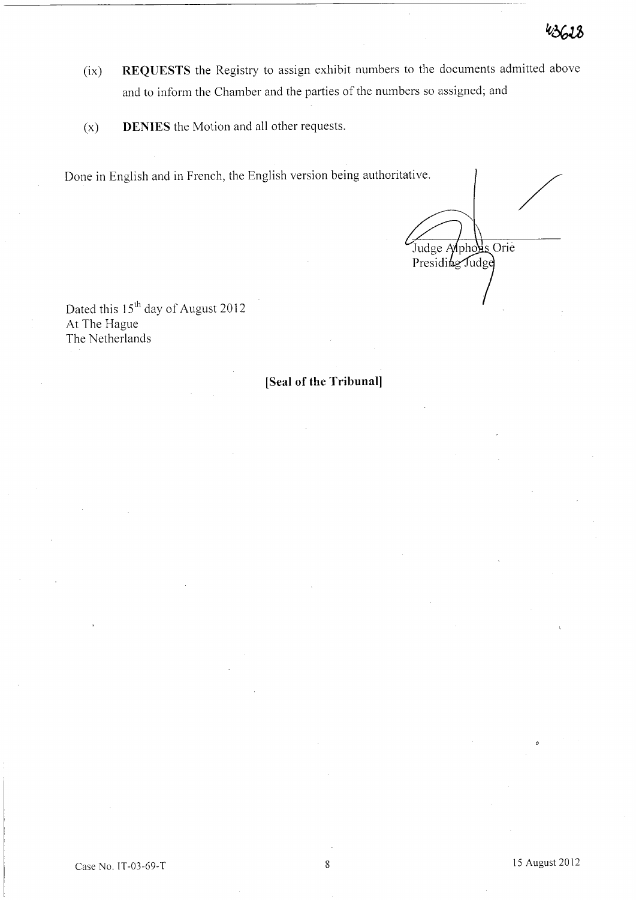(ix) **REQUESTS** the Registry to assign exhibit numbers to the documents admitted above and to inform the Chamber and the parties of the numbers so assigned; and

(x) **DENIES** the Motion and all other requests.

Done in English and in French, the English version being authoritative.

Judge Alphons Orie
Presiding Judge

Dated this 15th day of August 2012
At The Hague
The Netherlands

**[Seal of the Tribunal]**